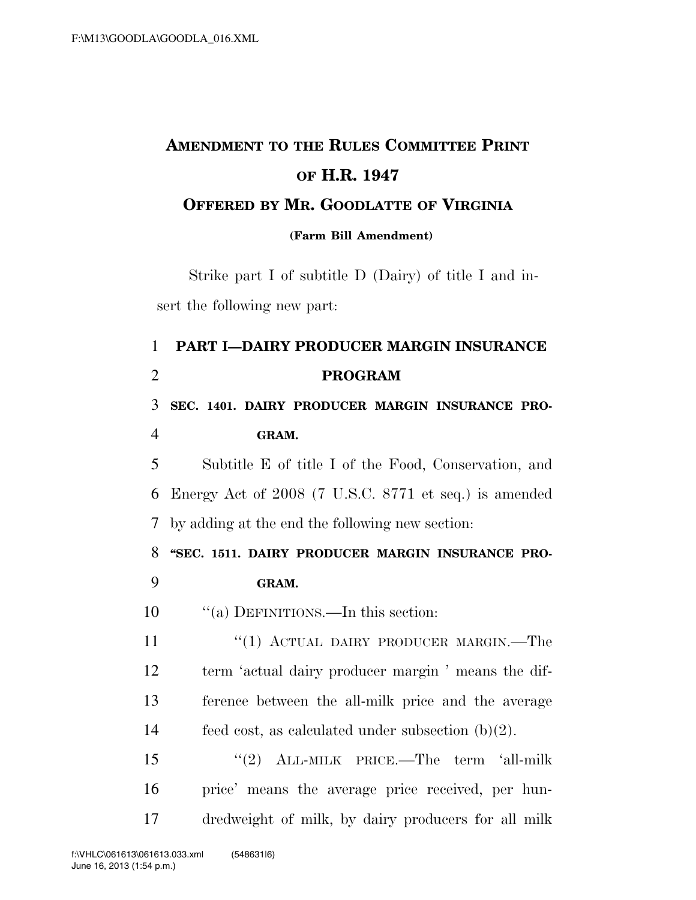# AMENDMENT TO THE RULES COMMITTEE PRINT OF H.R. 1947

## OFFERED BY MR. GOODLATTE OF VIRGINIA

**(Farm Bill Amendment)**

Strike part I of subtitle D (Dairy) of title I and insert the following new part:

**PART I—DAIRY PRODUCER MARGIN INSURANCE PROGRAM**

**SEC. 1401. DAIRY PRODUCER MARGIN INSURANCE PROGRAM.**

Subtitle E of title I of the Food, Conservation, and Energy Act of 2008 (7 U.S.C. 8771 et seq.) is amended by adding at the end the following new section:

**"SEC. 1511. DAIRY PRODUCER MARGIN INSURANCE PROGRAM.**

"(a) DEFINITIONS.—In this section:

"(1) ACTUAL DAIRY PRODUCER MARGIN.—The term 'actual dairy producer margin ' means the difference between the all-milk price and the average feed cost, as calculated under subsection (b)(2).

"(2) ALL-MILK PRICE.—The term 'all-milk price' means the average price received, per hundredweight of milk, by dairy producers for all milk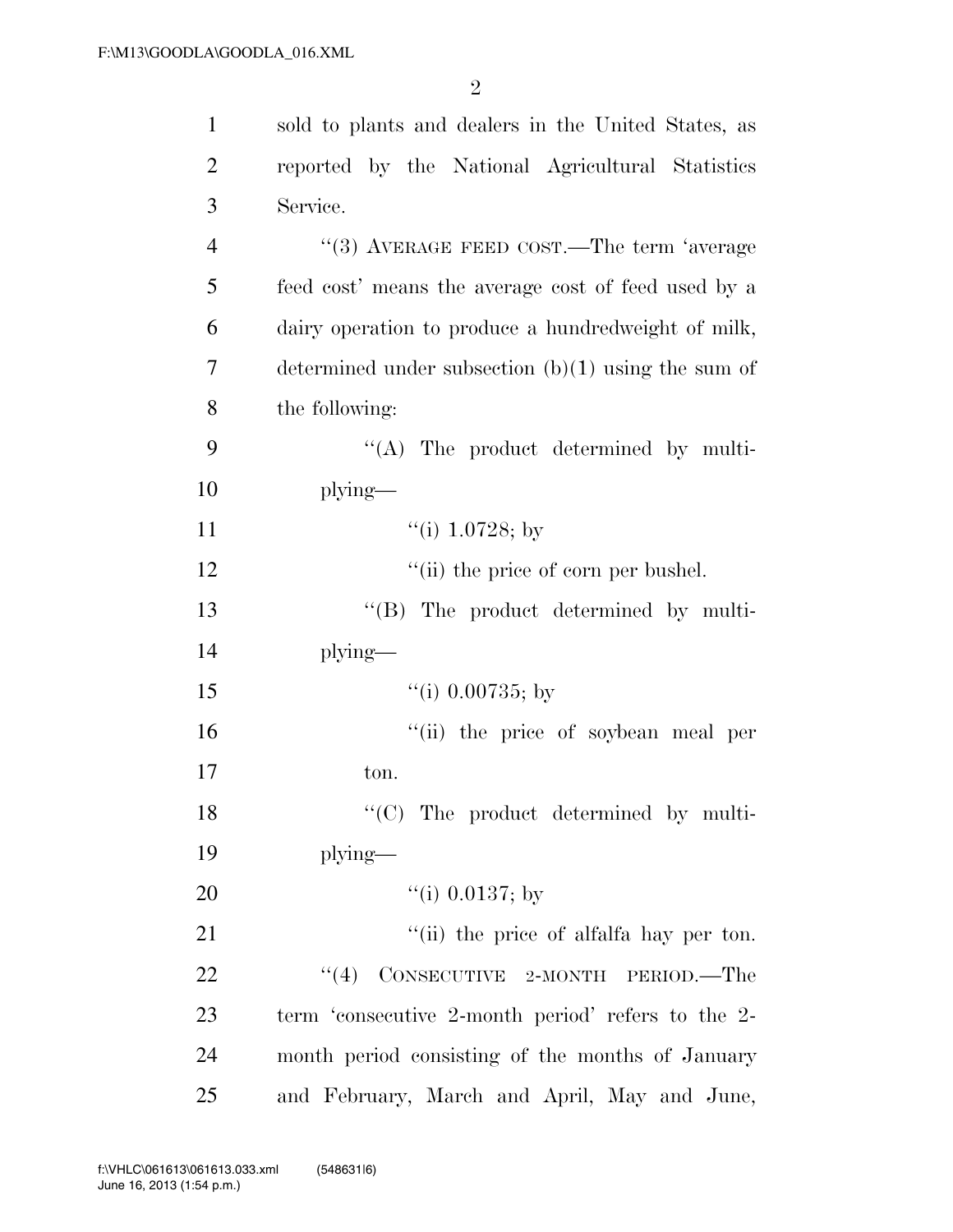sold to plants and dealers in the United States, as reported by the National Agricultural Statistics Service.

"(3) AVERAGE FEED COST.—The term 'average feed cost' means the average cost of feed used by a dairy operation to produce a hundredweight of milk, determined under subsection (b)(1) using the sum of the following:

"(A) The product determined by multiplying—

"(i) 1.0728; by

"(ii) the price of corn per bushel.

"(B) The product determined by multiplying—

"(i) 0.00735; by

"(ii) the price of soybean meal per ton.

"(C) The product determined by multiplying—

"(i) 0.0137; by

"(ii) the price of alfalfa hay per ton.

"(4) CONSECUTIVE 2-MONTH PERIOD.—The term 'consecutive 2-month period' refers to the 2-month period consisting of the months of January and February, March and April, May and June,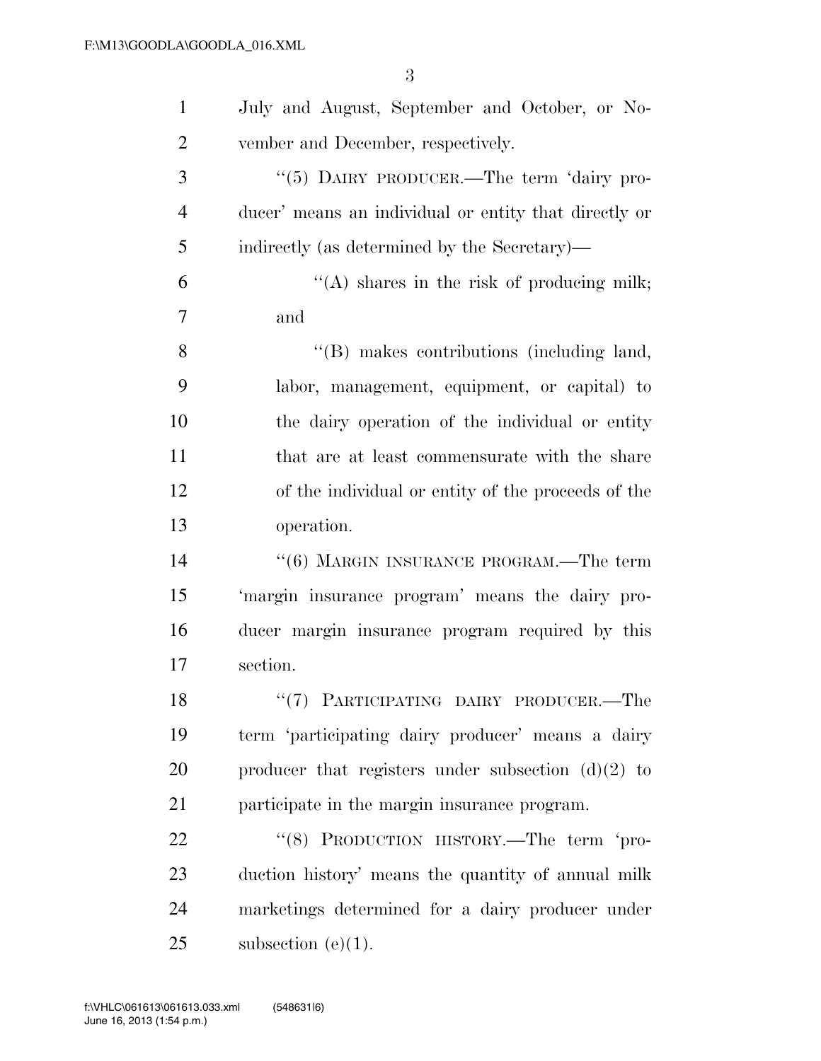July and August, September and October, or November and December, respectively.

"(5) DAIRY PRODUCER.—The term 'dairy producer' means an individual or entity that directly or indirectly (as determined by the Secretary)—

"(A) shares in the risk of producing milk; and

"(B) makes contributions (including land, labor, management, equipment, or capital) to the dairy operation of the individual or entity that are at least commensurate with the share of the individual or entity of the proceeds of the operation.

"(6) MARGIN INSURANCE PROGRAM.—The term 'margin insurance program' means the dairy producer margin insurance program required by this section.

"(7) PARTICIPATING DAIRY PRODUCER.—The term 'participating dairy producer' means a dairy producer that registers under subsection (d)(2) to participate in the margin insurance program.

"(8) PRODUCTION HISTORY.—The term 'production history' means the quantity of annual milk marketings determined for a dairy producer under subsection (e)(1).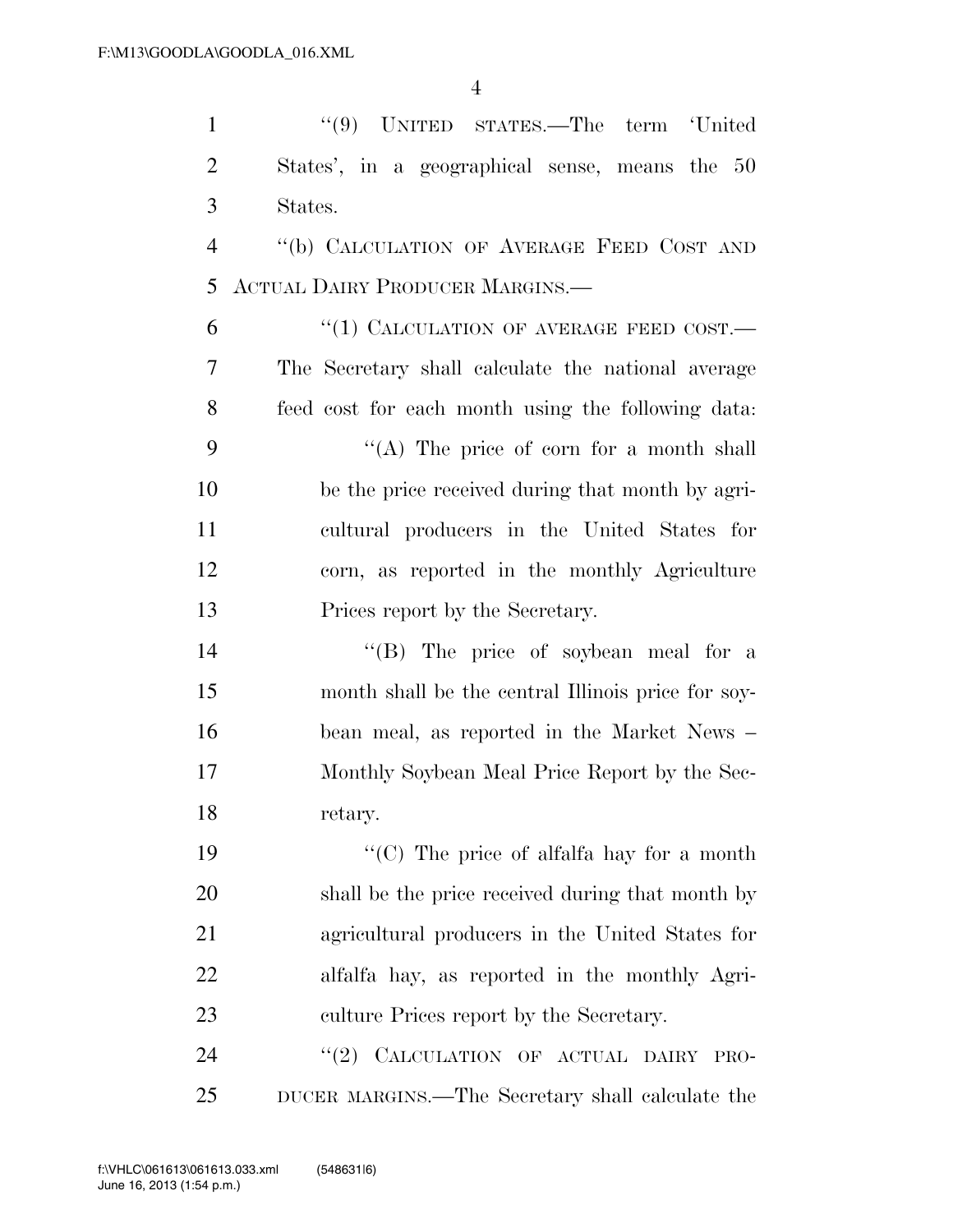"(9) UNITED STATES.—The term 'United States', in a geographical sense, means the 50 States.

"(b) CALCULATION OF AVERAGE FEED COST AND ACTUAL DAIRY PRODUCER MARGINS.—

"(1) CALCULATION OF AVERAGE FEED COST.—The Secretary shall calculate the national average feed cost for each month using the following data:

"(A) The price of corn for a month shall be the price received during that month by agricultural producers in the United States for corn, as reported in the monthly Agriculture Prices report by the Secretary.

"(B) The price of soybean meal for a month shall be the central Illinois price for soybean meal, as reported in the Market News – Monthly Soybean Meal Price Report by the Secretary.

"(C) The price of alfalfa hay for a month shall be the price received during that month by agricultural producers in the United States for alfalfa hay, as reported in the monthly Agriculture Prices report by the Secretary.

"(2) CALCULATION OF ACTUAL DAIRY PRODUCER MARGINS.—The Secretary shall calculate the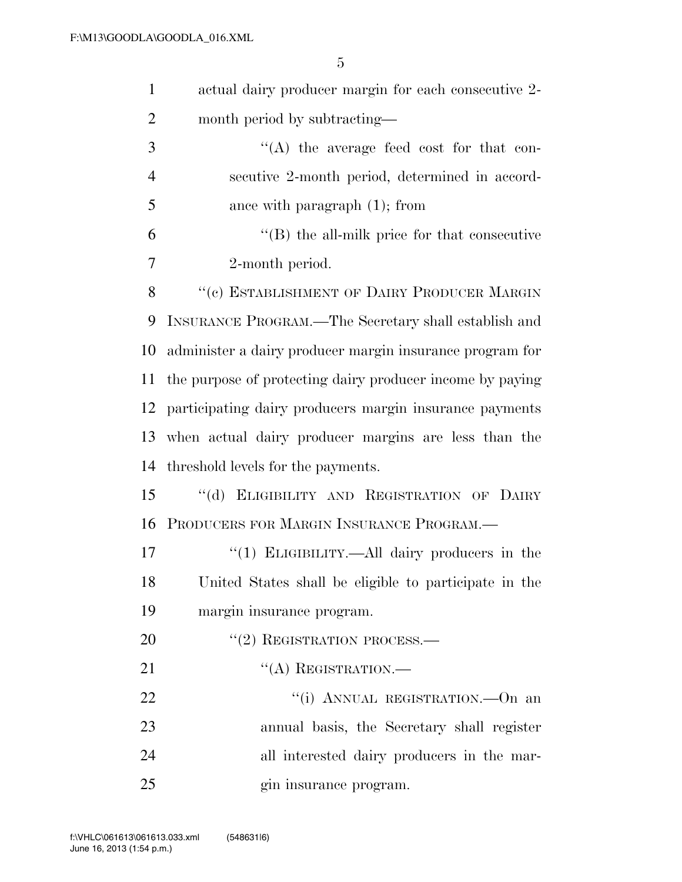actual dairy producer margin for each consecutive 2-month period by subtracting—

"(A) the average feed cost for that consecutive 2-month period, determined in accordance with paragraph (1); from

"(B) the all-milk price for that consecutive 2-month period.

"(c) ESTABLISHMENT OF DAIRY PRODUCER MARGIN INSURANCE PROGRAM.—The Secretary shall establish and administer a dairy producer margin insurance program for the purpose of protecting dairy producer income by paying participating dairy producers margin insurance payments when actual dairy producer margins are less than the threshold levels for the payments.

"(d) ELIGIBILITY AND REGISTRATION OF DAIRY PRODUCERS FOR MARGIN INSURANCE PROGRAM.—

"(1) ELIGIBILITY.—All dairy producers in the United States shall be eligible to participate in the margin insurance program.

"(2) REGISTRATION PROCESS.—

"(A) REGISTRATION.—

"(i) ANNUAL REGISTRATION.—On an annual basis, the Secretary shall register all interested dairy producers in the margin insurance program.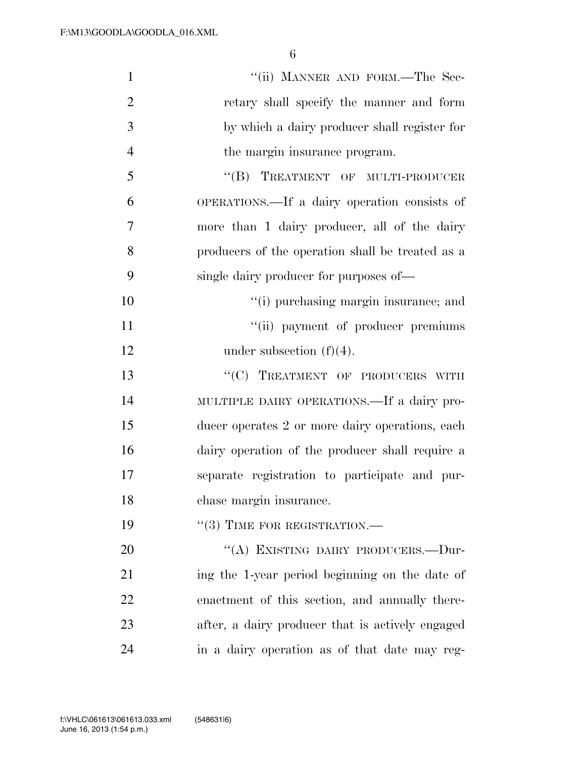"(ii) MANNER AND FORM.—The Secretary shall specify the manner and form by which a dairy producer shall register for the margin insurance program.

"(B) TREATMENT OF MULTI-PRODUCER OPERATIONS.—If a dairy operation consists of more than 1 dairy producer, all of the dairy producers of the operation shall be treated as a single dairy producer for purposes of—

"(i) purchasing margin insurance; and

"(ii) payment of producer premiums under subsection (f)(4).

"(C) TREATMENT OF PRODUCERS WITH MULTIPLE DAIRY OPERATIONS.—If a dairy producer operates 2 or more dairy operations, each dairy operation of the producer shall require a separate registration to participate and purchase margin insurance.

"(3) TIME FOR REGISTRATION.—

"(A) EXISTING DAIRY PRODUCERS.—During the 1-year period beginning on the date of enactment of this section, and annually thereafter, a dairy producer that is actively engaged in a dairy operation as of that date may reg-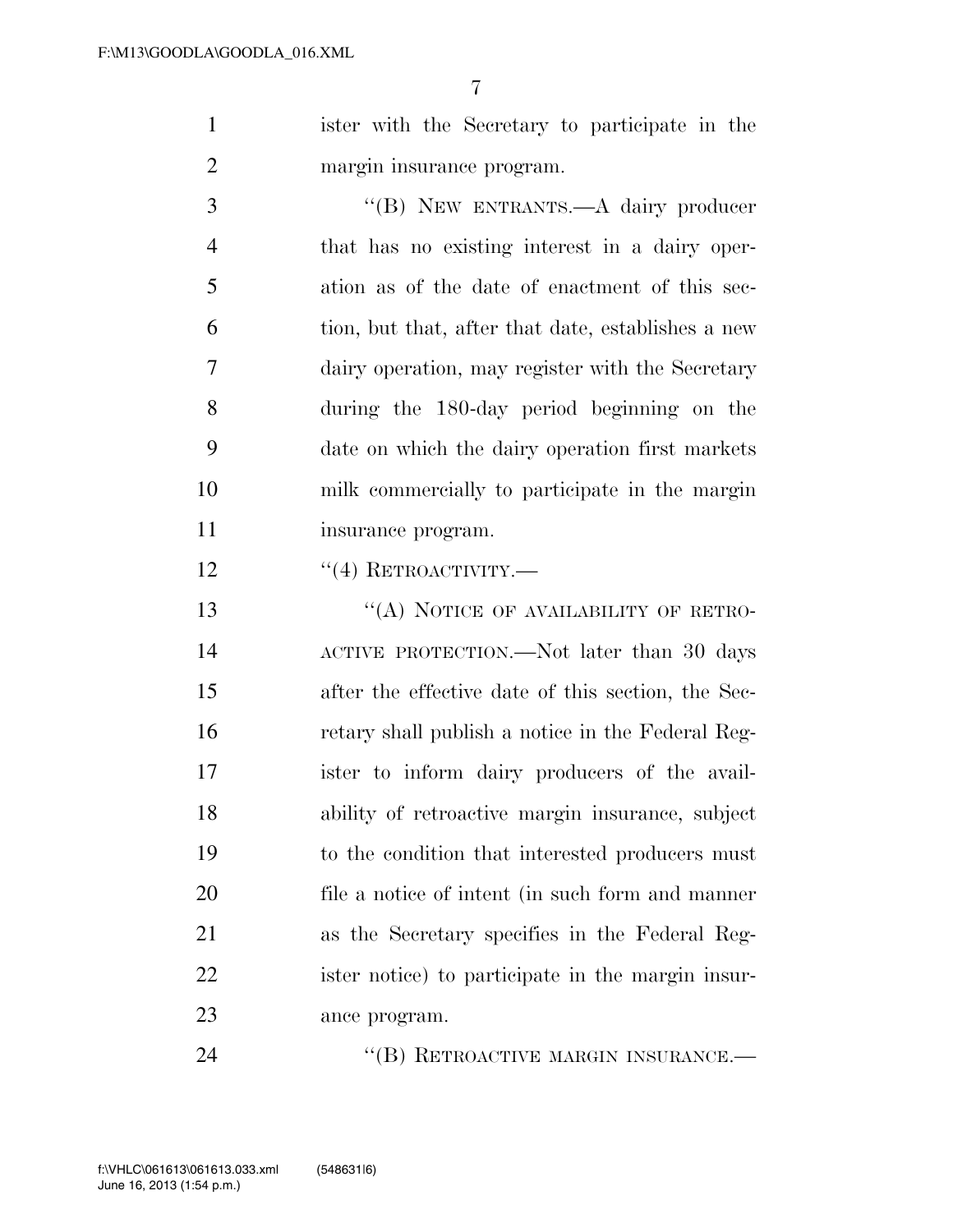ister with the Secretary to participate in the margin insurance program.

"(B) NEW ENTRANTS.—A dairy producer that has no existing interest in a dairy operation as of the date of enactment of this section, but that, after that date, establishes a new dairy operation, may register with the Secretary during the 180-day period beginning on the date on which the dairy operation first markets milk commercially to participate in the margin insurance program.

"(4) RETROACTIVITY.—

"(A) NOTICE OF AVAILABILITY OF RETROACTIVE PROTECTION.—Not later than 30 days after the effective date of this section, the Secretary shall publish a notice in the Federal Register to inform dairy producers of the availability of retroactive margin insurance, subject to the condition that interested producers must file a notice of intent (in such form and manner as the Secretary specifies in the Federal Register notice) to participate in the margin insurance program.

"(B) RETROACTIVE MARGIN INSURANCE.—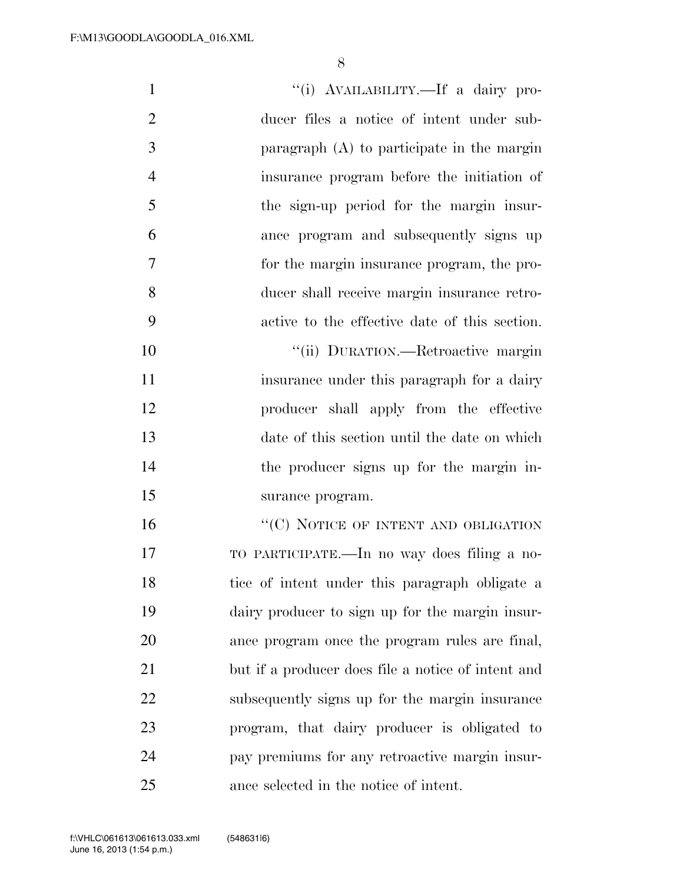"(i) AVAILABILITY.—If a dairy producer files a notice of intent under subparagraph (A) to participate in the margin insurance program before the initiation of the sign-up period for the margin insurance program and subsequently signs up for the margin insurance program, the producer shall receive margin insurance retroactive to the effective date of this section.

"(ii) DURATION.—Retroactive margin insurance under this paragraph for a dairy producer shall apply from the effective date of this section until the date on which the producer signs up for the margin insurance program.

"(C) NOTICE OF INTENT AND OBLIGATION TO PARTICIPATE.—In no way does filing a notice of intent under this paragraph obligate a dairy producer to sign up for the margin insurance program once the program rules are final, but if a producer does file a notice of intent and subsequently signs up for the margin insurance program, that dairy producer is obligated to pay premiums for any retroactive margin insurance selected in the notice of intent.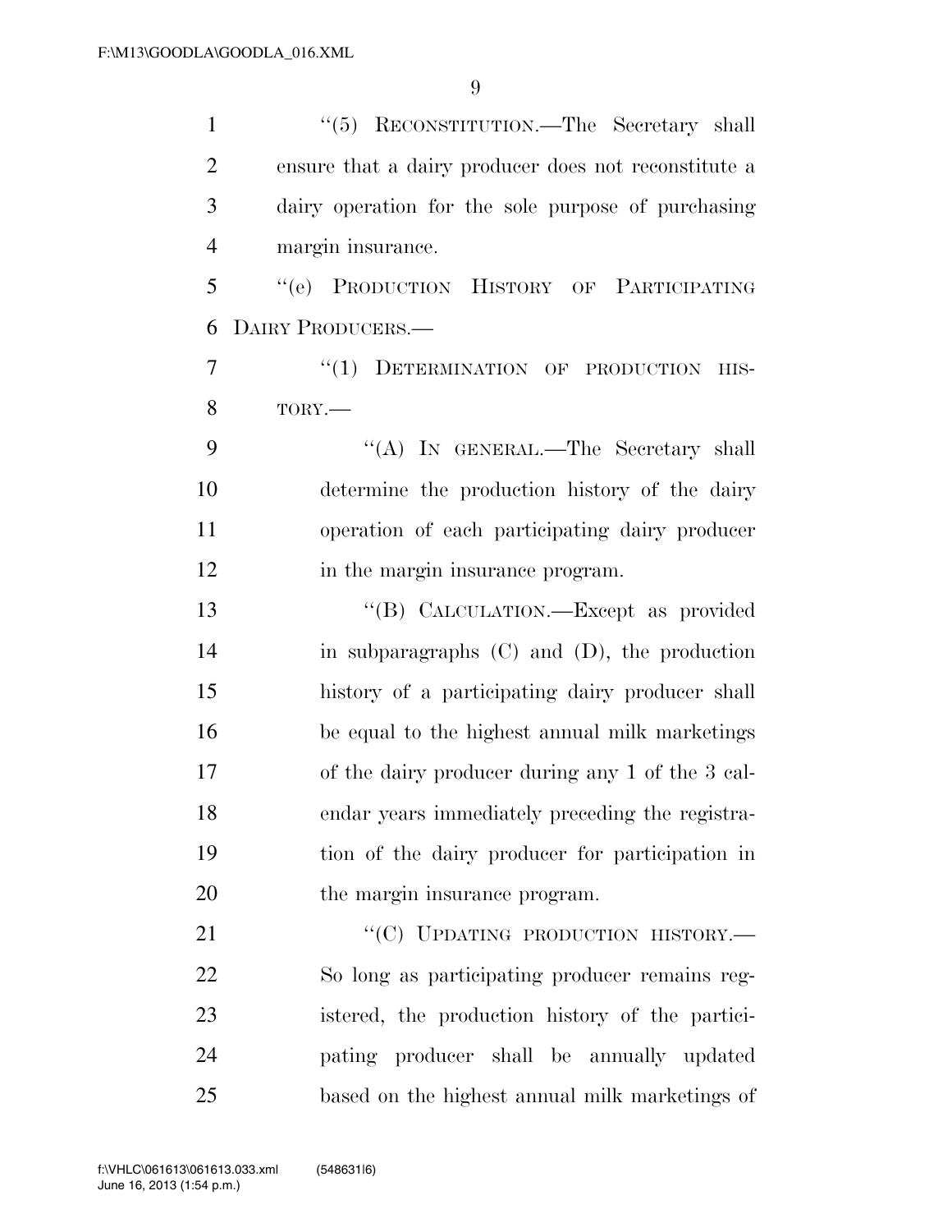"(5) RECONSTITUTION.—The Secretary shall ensure that a dairy producer does not reconstitute a dairy operation for the sole purpose of purchasing margin insurance.

"(e) PRODUCTION HISTORY OF PARTICIPATING DAIRY PRODUCERS.—

"(1) DETERMINATION OF PRODUCTION HISTORY.—

"(A) IN GENERAL.—The Secretary shall determine the production history of the dairy operation of each participating dairy producer in the margin insurance program.

"(B) CALCULATION.—Except as provided in subparagraphs (C) and (D), the production history of a participating dairy producer shall be equal to the highest annual milk marketings of the dairy producer during any 1 of the 3 calendar years immediately preceding the registration of the dairy producer for participation in the margin insurance program.

"(C) UPDATING PRODUCTION HISTORY.—So long as participating producer remains registered, the production history of the participating producer shall be annually updated based on the highest annual milk marketings of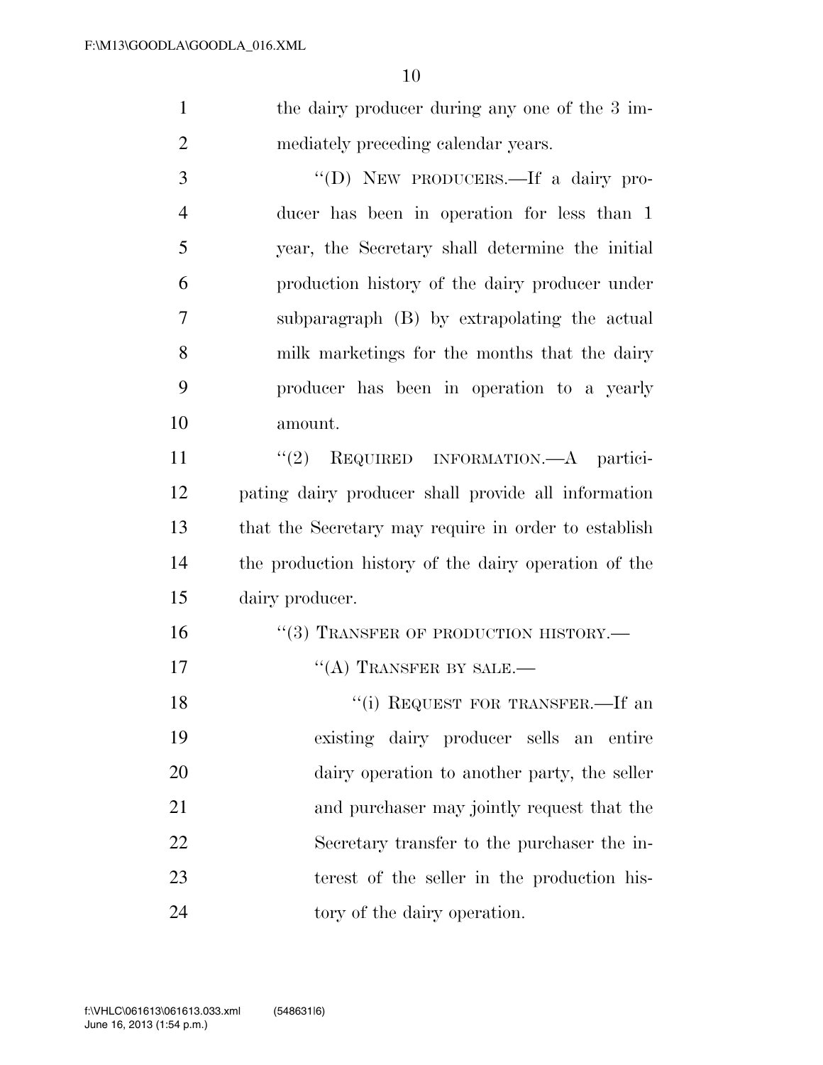the dairy producer during any one of the 3 immediately preceding calendar years.

"(D) NEW PRODUCERS.—If a dairy producer has been in operation for less than 1 year, the Secretary shall determine the initial production history of the dairy producer under subparagraph (B) by extrapolating the actual milk marketings for the months that the dairy producer has been in operation to a yearly amount.

"(2) REQUIRED INFORMATION.—A participating dairy producer shall provide all information that the Secretary may require in order to establish the production history of the dairy operation of the dairy producer.

"(3) TRANSFER OF PRODUCTION HISTORY.—

"(A) TRANSFER BY SALE.—

"(i) REQUEST FOR TRANSFER.—If an existing dairy producer sells an entire dairy operation to another party, the seller and purchaser may jointly request that the Secretary transfer to the purchaser the interest of the seller in the production history of the dairy operation.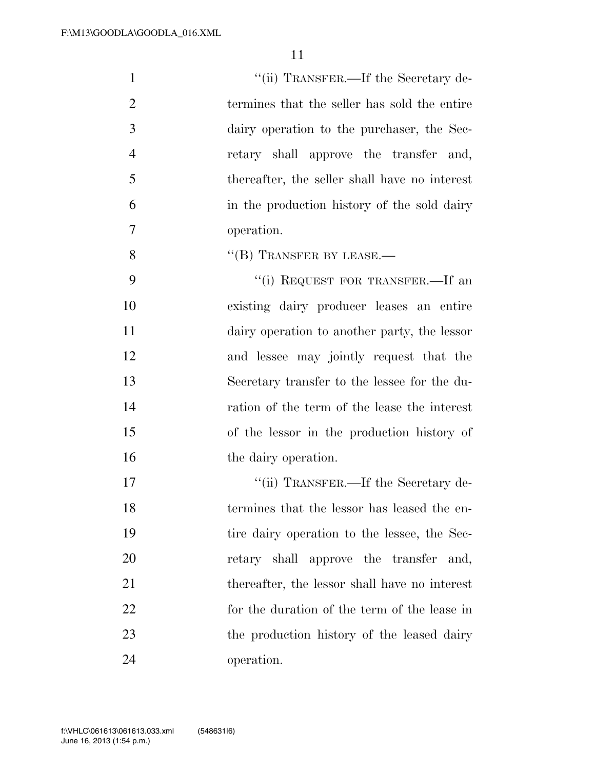"(ii) TRANSFER.—If the Secretary determines that the seller has sold the entire dairy operation to the purchaser, the Secretary shall approve the transfer and, thereafter, the seller shall have no interest in the production history of the sold dairy operation.

"(B) TRANSFER BY LEASE.—

"(i) REQUEST FOR TRANSFER.—If an existing dairy producer leases an entire dairy operation to another party, the lessor and lessee may jointly request that the Secretary transfer to the lessee for the duration of the term of the lease the interest of the lessor in the production history of the dairy operation.

"(ii) TRANSFER.—If the Secretary determines that the lessor has leased the entire dairy operation to the lessee, the Secretary shall approve the transfer and, thereafter, the lessor shall have no interest for the duration of the term of the lease in the production history of the leased dairy operation.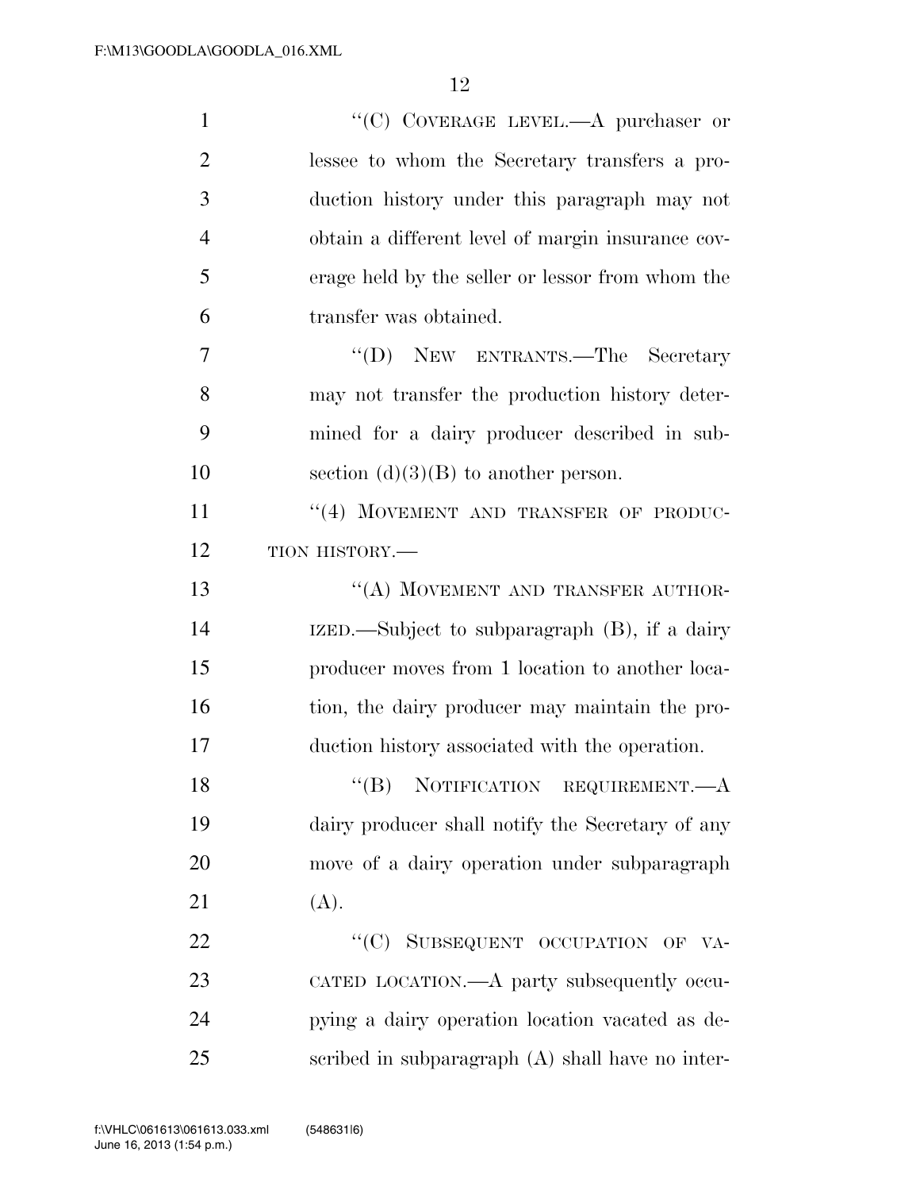"(C) COVERAGE LEVEL.—A purchaser or lessee to whom the Secretary transfers a production history under this paragraph may not obtain a different level of margin insurance coverage held by the seller or lessor from whom the transfer was obtained.

"(D) NEW ENTRANTS.—The Secretary may not transfer the production history determined for a dairy producer described in subsection (d)(3)(B) to another person.

"(4) MOVEMENT AND TRANSFER OF PRODUCTION HISTORY.—

"(A) MOVEMENT AND TRANSFER AUTHORIZED.—Subject to subparagraph (B), if a dairy producer moves from 1 location to another location, the dairy producer may maintain the production history associated with the operation.

"(B) NOTIFICATION REQUIREMENT.—A dairy producer shall notify the Secretary of any move of a dairy operation under subparagraph (A).

"(C) SUBSEQUENT OCCUPATION OF VACATED LOCATION.—A party subsequently occupying a dairy operation location vacated as described in subparagraph (A) shall have no inter-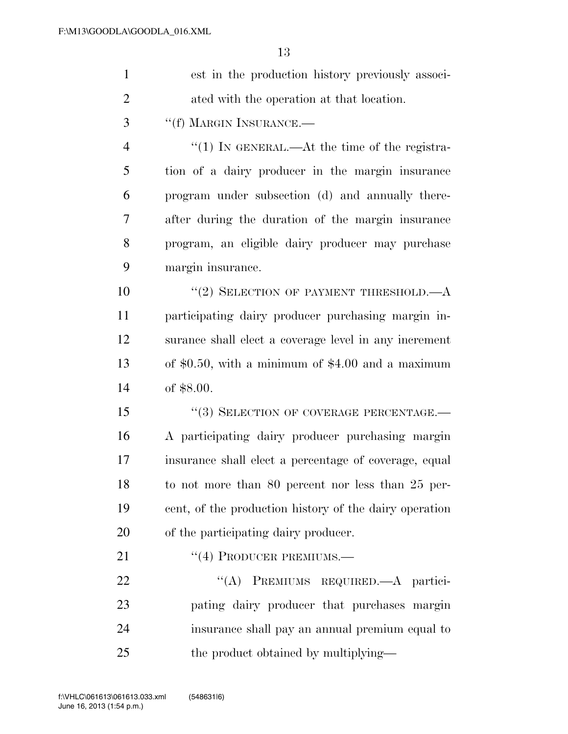est in the production history previously associated with the operation at that location.

"(f) MARGIN INSURANCE.—

"(1) IN GENERAL.—At the time of the registration of a dairy producer in the margin insurance program under subsection (d) and annually thereafter during the duration of the margin insurance program, an eligible dairy producer may purchase margin insurance.

"(2) SELECTION OF PAYMENT THRESHOLD.—A participating dairy producer purchasing margin insurance shall elect a coverage level in any increment of $0.50, with a minimum of $4.00 and a maximum of $8.00.

"(3) SELECTION OF COVERAGE PERCENTAGE.—A participating dairy producer purchasing margin insurance shall elect a percentage of coverage, equal to not more than 80 percent nor less than 25 percent, of the production history of the dairy operation of the participating dairy producer.

"(4) PRODUCER PREMIUMS.—

"(A) PREMIUMS REQUIRED.—A participating dairy producer that purchases margin insurance shall pay an annual premium equal to the product obtained by multiplying—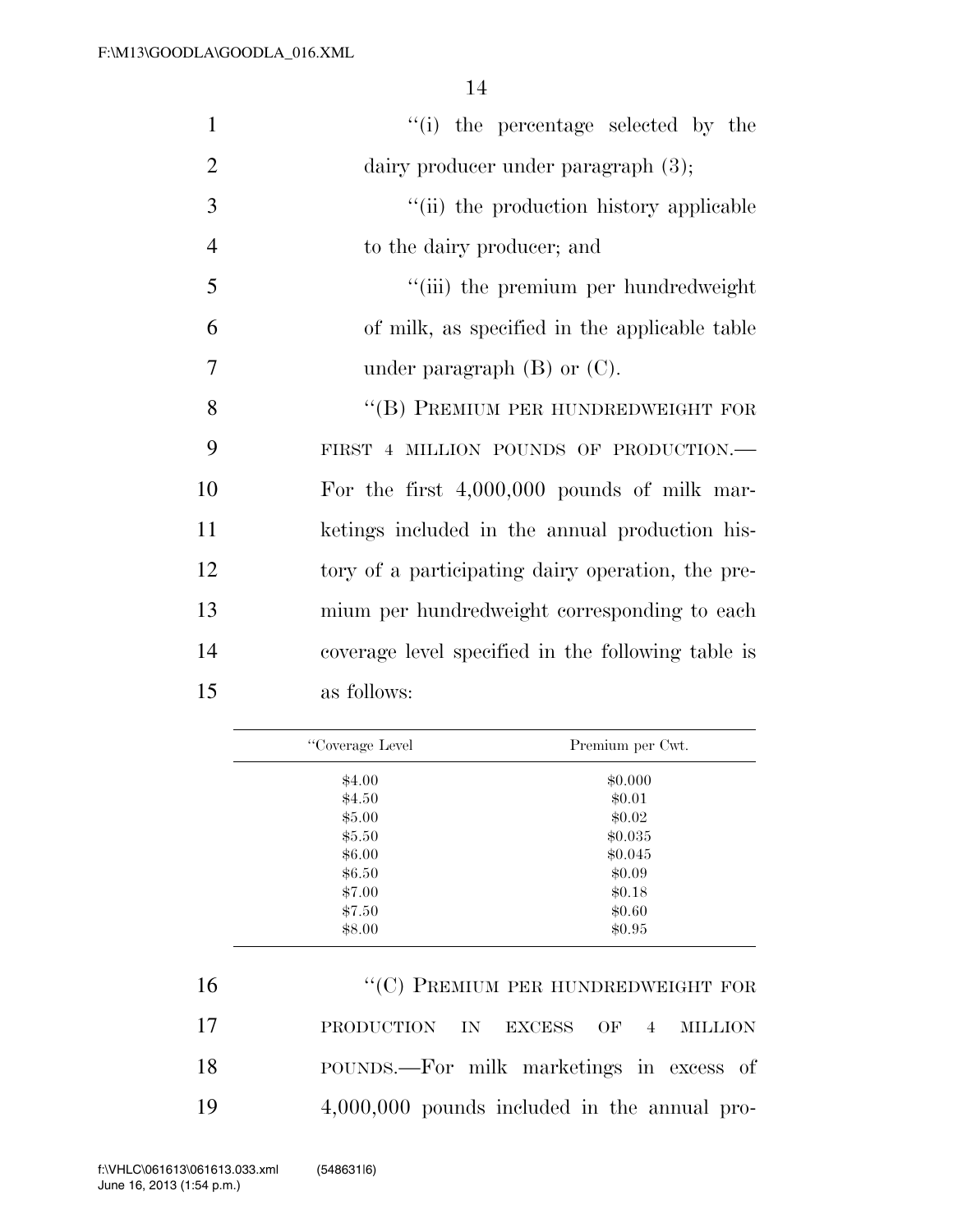"(i) the percentage selected by the dairy producer under paragraph (3);

"(ii) the production history applicable to the dairy producer; and

"(iii) the premium per hundredweight of milk, as specified in the applicable table under paragraph (B) or (C).

"(B) PREMIUM PER HUNDREDWEIGHT FOR FIRST 4 MILLION POUNDS OF PRODUCTION.—For the first 4,000,000 pounds of milk marketings included in the annual production history of a participating dairy operation, the premium per hundredweight corresponding to each coverage level specified in the following table is as follows:

| "Coverage Level | Premium per Cwt. |
| --- | --- |
| $4.00 | $0.000 |
| $4.50 | $0.01 |
| $5.00 | $0.02 |
| $5.50 | $0.035 |
| $6.00 | $0.045 |
| $6.50 | $0.09 |
| $7.00 | $0.18 |
| $7.50 | $0.60 |
| $8.00 | $0.95 |

"(C) PREMIUM PER HUNDREDWEIGHT FOR PRODUCTION IN EXCESS OF 4 MILLION POUNDS.—For milk marketings in excess of 4,000,000 pounds included in the annual pro-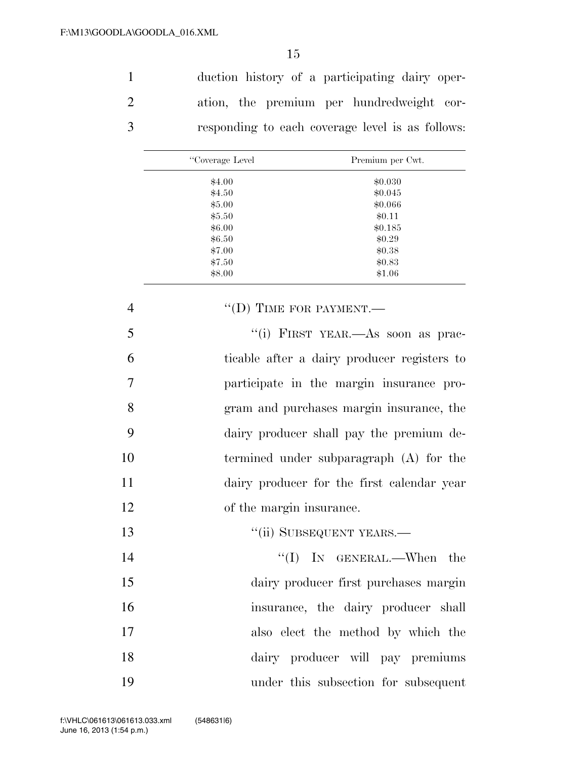duction history of a participating dairy operation, the premium per hundredweight corresponding to each coverage level is as follows:

| "Coverage Level | Premium per Cwt. |
| --- | --- |
| $4.00 | $0.030 |
| $4.50 | $0.045 |
| $5.00 | $0.066 |
| $5.50 | $0.11 |
| $6.00 | $0.185 |
| $6.50 | $0.29 |
| $7.00 | $0.38 |
| $7.50 | $0.83 |
| $8.00 | $1.06 |

"(D) TIME FOR PAYMENT.—

"(i) FIRST YEAR.—As soon as practicable after a dairy producer registers to participate in the margin insurance program and purchases margin insurance, the dairy producer shall pay the premium determined under subparagraph (A) for the dairy producer for the first calendar year of the margin insurance.

"(ii) SUBSEQUENT YEARS.—

"(I) IN GENERAL.—When the dairy producer first purchases margin insurance, the dairy producer shall also elect the method by which the dairy producer will pay premiums under this subsection for subsequent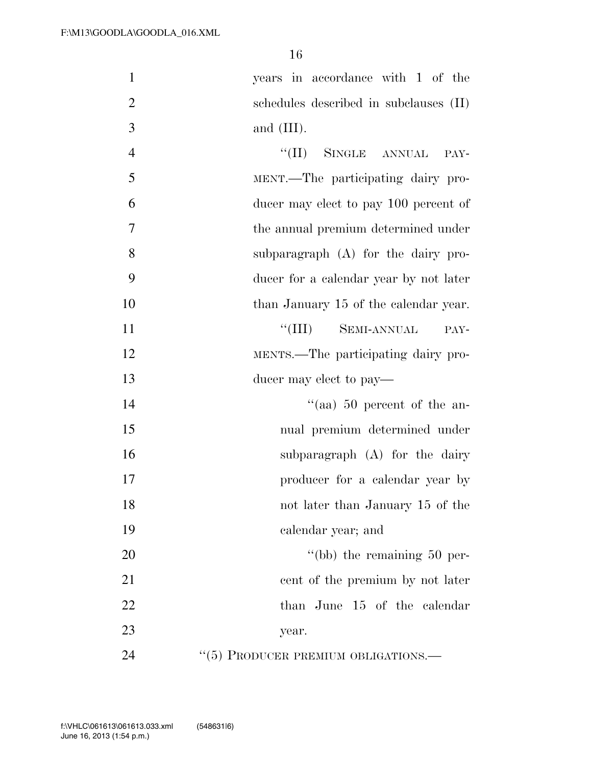years in accordance with 1 of the schedules described in subclauses (II) and (III).

"(II) SINGLE ANNUAL PAYMENT.—The participating dairy producer may elect to pay 100 percent of the annual premium determined under subparagraph (A) for the dairy producer for a calendar year by not later than January 15 of the calendar year.

"(III) SEMI-ANNUAL PAYMENTS.—The participating dairy producer may elect to pay—

"(aa) 50 percent of the annual premium determined under subparagraph (A) for the dairy producer for a calendar year by not later than January 15 of the calendar year; and

"(bb) the remaining 50 percent of the premium by not later than June 15 of the calendar year.

"(5) PRODUCER PREMIUM OBLIGATIONS.—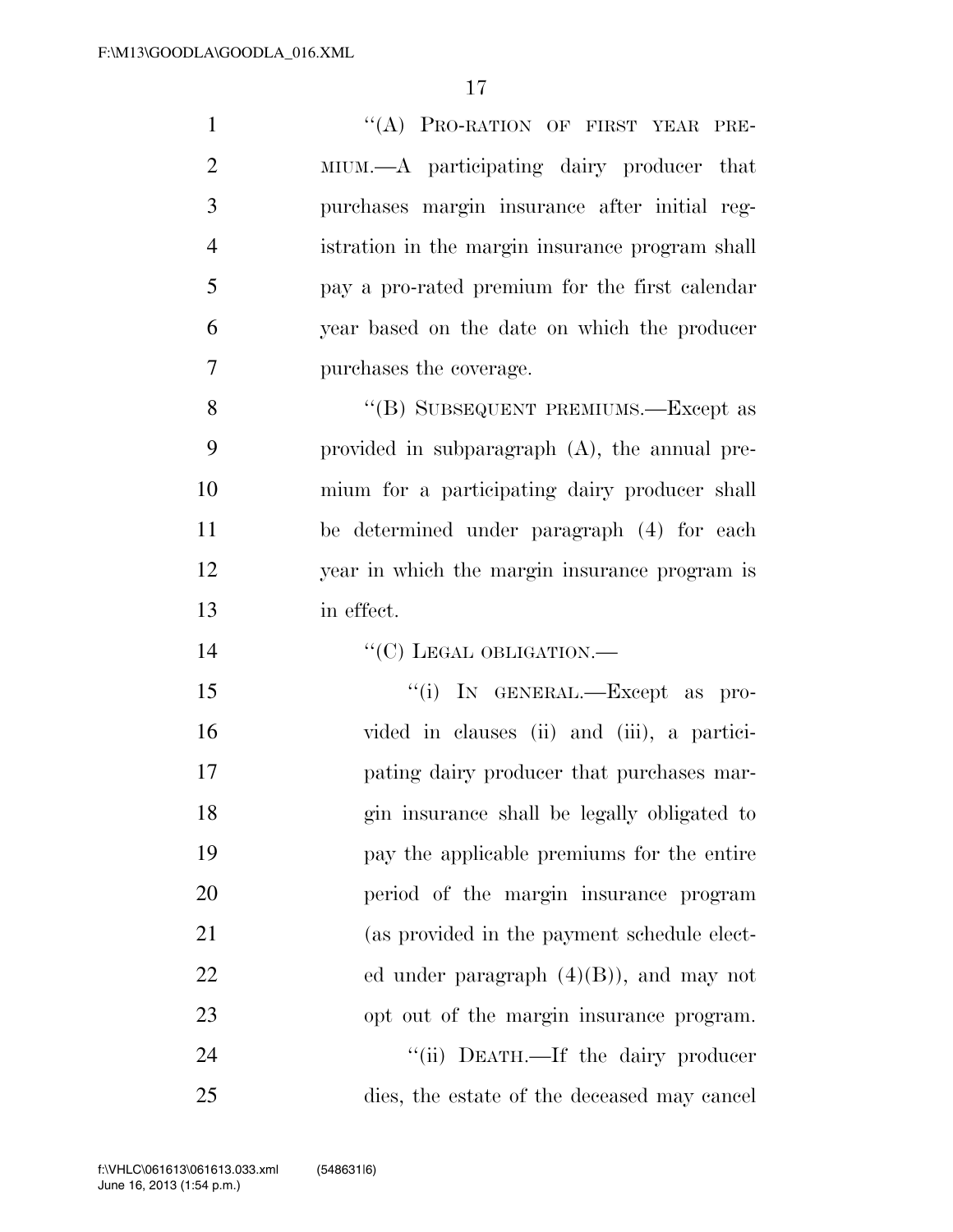"(A) PRO-RATION OF FIRST YEAR PREMIUM.—A participating dairy producer that purchases margin insurance after initial registration in the margin insurance program shall pay a pro-rated premium for the first calendar year based on the date on which the producer purchases the coverage.

"(B) SUBSEQUENT PREMIUMS.—Except as provided in subparagraph (A), the annual premium for a participating dairy producer shall be determined under paragraph (4) for each year in which the margin insurance program is in effect.

"(C) LEGAL OBLIGATION.—

"(i) IN GENERAL.—Except as provided in clauses (ii) and (iii), a participating dairy producer that purchases margin insurance shall be legally obligated to pay the applicable premiums for the entire period of the margin insurance program (as provided in the payment schedule elected under paragraph (4)(B)), and may not opt out of the margin insurance program.

"(ii) DEATH.—If the dairy producer dies, the estate of the deceased may cancel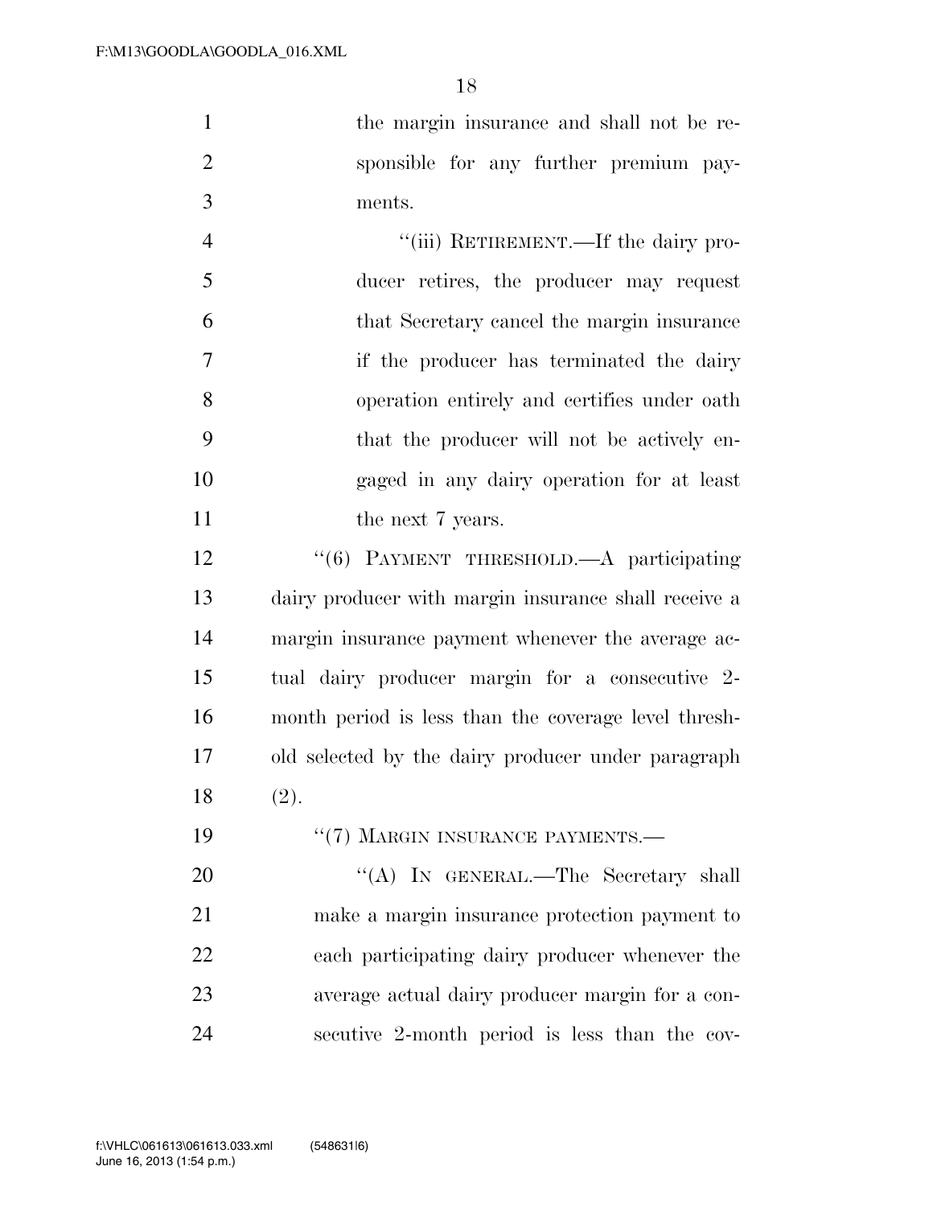the margin insurance and shall not be responsible for any further premium payments.

"(iii) RETIREMENT.—If the dairy producer retires, the producer may request that Secretary cancel the margin insurance if the producer has terminated the dairy operation entirely and certifies under oath that the producer will not be actively engaged in any dairy operation for at least the next 7 years.

"(6) PAYMENT THRESHOLD.—A participating dairy producer with margin insurance shall receive a margin insurance payment whenever the average actual dairy producer margin for a consecutive 2-month period is less than the coverage level threshold selected by the dairy producer under paragraph (2).

"(7) MARGIN INSURANCE PAYMENTS.—

"(A) IN GENERAL.—The Secretary shall make a margin insurance protection payment to each participating dairy producer whenever the average actual dairy producer margin for a consecutive 2-month period is less than the cov-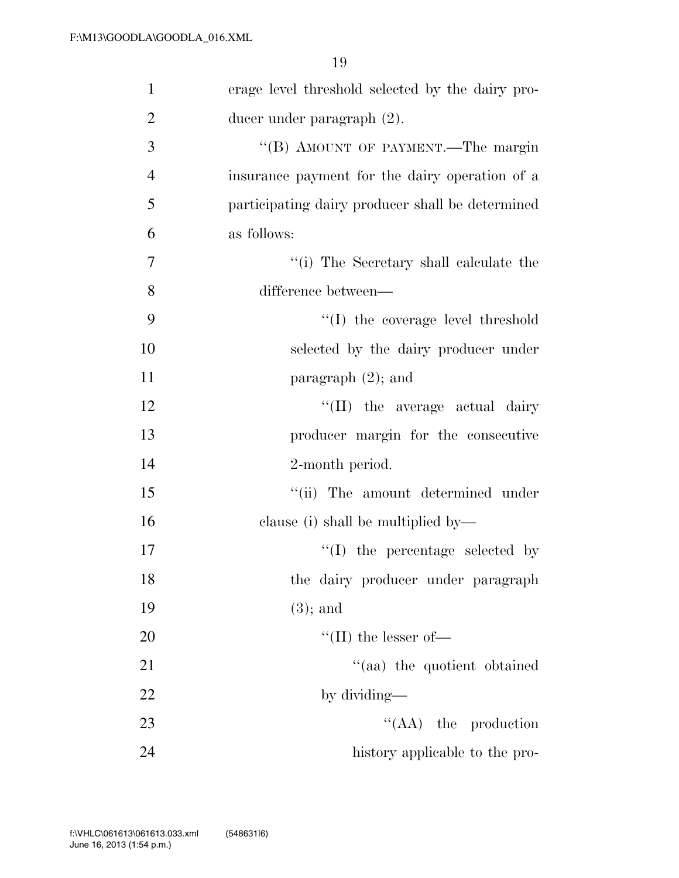erage level threshold selected by the dairy producer under paragraph (2).

"(B) AMOUNT OF PAYMENT.—The margin insurance payment for the dairy operation of a participating dairy producer shall be determined as follows:

"(i) The Secretary shall calculate the difference between—

"(I) the coverage level threshold selected by the dairy producer under paragraph (2); and

"(II) the average actual dairy producer margin for the consecutive 2-month period.

"(ii) The amount determined under clause (i) shall be multiplied by—

"(I) the percentage selected by the dairy producer under paragraph (3); and

"(II) the lesser of—

"(aa) the quotient obtained by dividing—

"(AA) the production history applicable to the pro-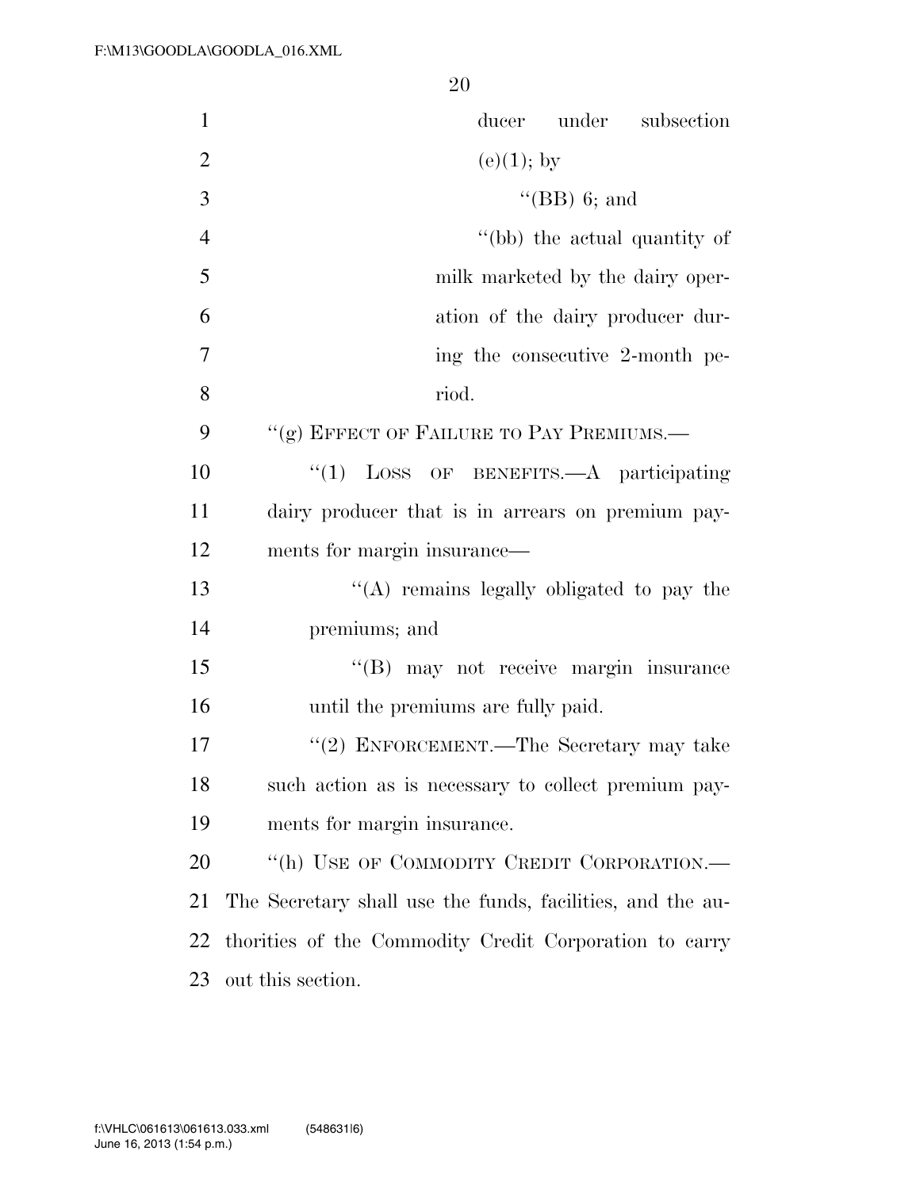ducer under subsection (e)(1); by

"(BB) 6; and

"(bb) the actual quantity of milk marketed by the dairy operation of the dairy producer during the consecutive 2-month period.

"(g) EFFECT OF FAILURE TO PAY PREMIUMS.—

"(1) LOSS OF BENEFITS.—A participating dairy producer that is in arrears on premium payments for margin insurance—

"(A) remains legally obligated to pay the premiums; and

"(B) may not receive margin insurance until the premiums are fully paid.

"(2) ENFORCEMENT.—The Secretary may take such action as is necessary to collect premium payments for margin insurance.

"(h) USE OF COMMODITY CREDIT CORPORATION.— The Secretary shall use the funds, facilities, and the authorities of the Commodity Credit Corporation to carry out this section.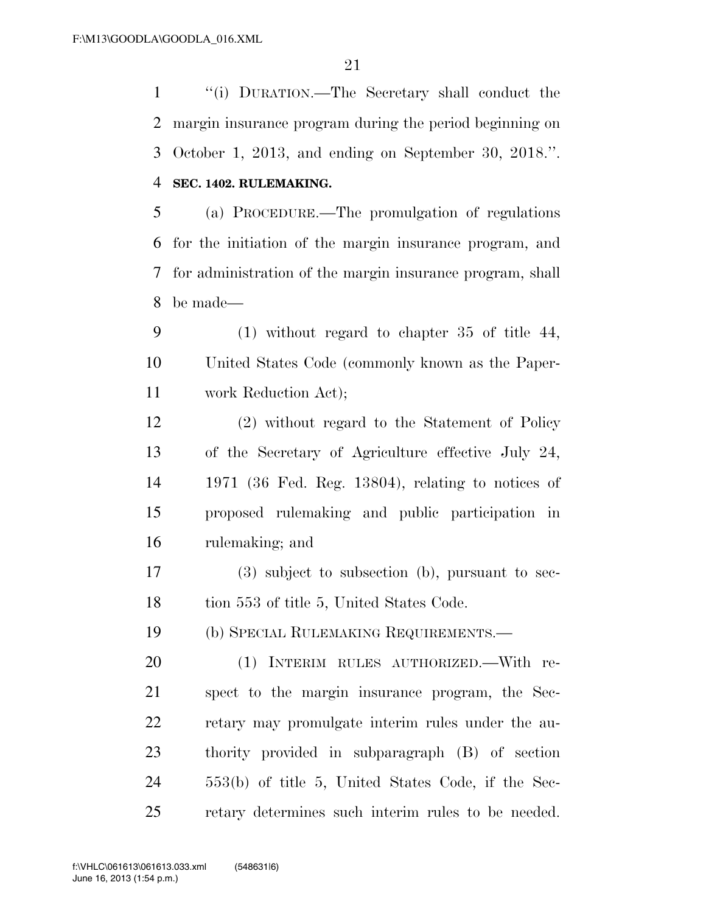"(i) DURATION.—The Secretary shall conduct the margin insurance program during the period beginning on October 1, 2013, and ending on September 30, 2018.".

**SEC. 1402. RULEMAKING.**

(a) PROCEDURE.—The promulgation of regulations for the initiation of the margin insurance program, and for administration of the margin insurance program, shall be made—

(1) without regard to chapter 35 of title 44, United States Code (commonly known as the Paperwork Reduction Act);

(2) without regard to the Statement of Policy of the Secretary of Agriculture effective July 24, 1971 (36 Fed. Reg. 13804), relating to notices of proposed rulemaking and public participation in rulemaking; and

(3) subject to subsection (b), pursuant to section 553 of title 5, United States Code.

(b) SPECIAL RULEMAKING REQUIREMENTS.—

(1) INTERIM RULES AUTHORIZED.—With respect to the margin insurance program, the Secretary may promulgate interim rules under the authority provided in subparagraph (B) of section 553(b) of title 5, United States Code, if the Secretary determines such interim rules to be needed.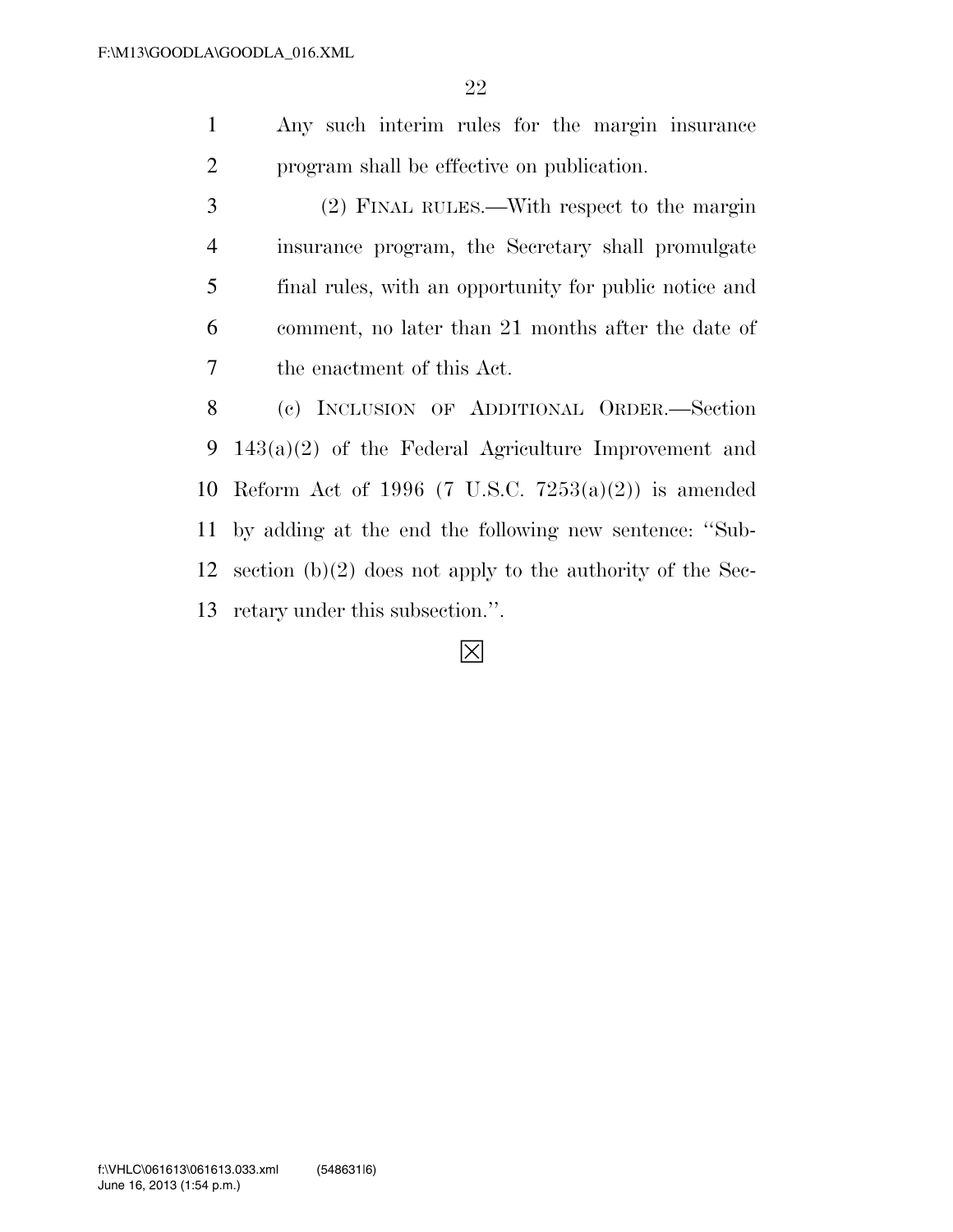Any such interim rules for the margin insurance program shall be effective on publication.

(2) FINAL RULES.—With respect to the margin insurance program, the Secretary shall promulgate final rules, with an opportunity for public notice and comment, no later than 21 months after the date of the enactment of this Act.

(c) INCLUSION OF ADDITIONAL ORDER.—Section 143(a)(2) of the Federal Agriculture Improvement and Reform Act of 1996 (7 U.S.C. 7253(a)(2)) is amended by adding at the end the following new sentence: ''Subsection (b)(2) does not apply to the authority of the Secretary under this subsection.''.